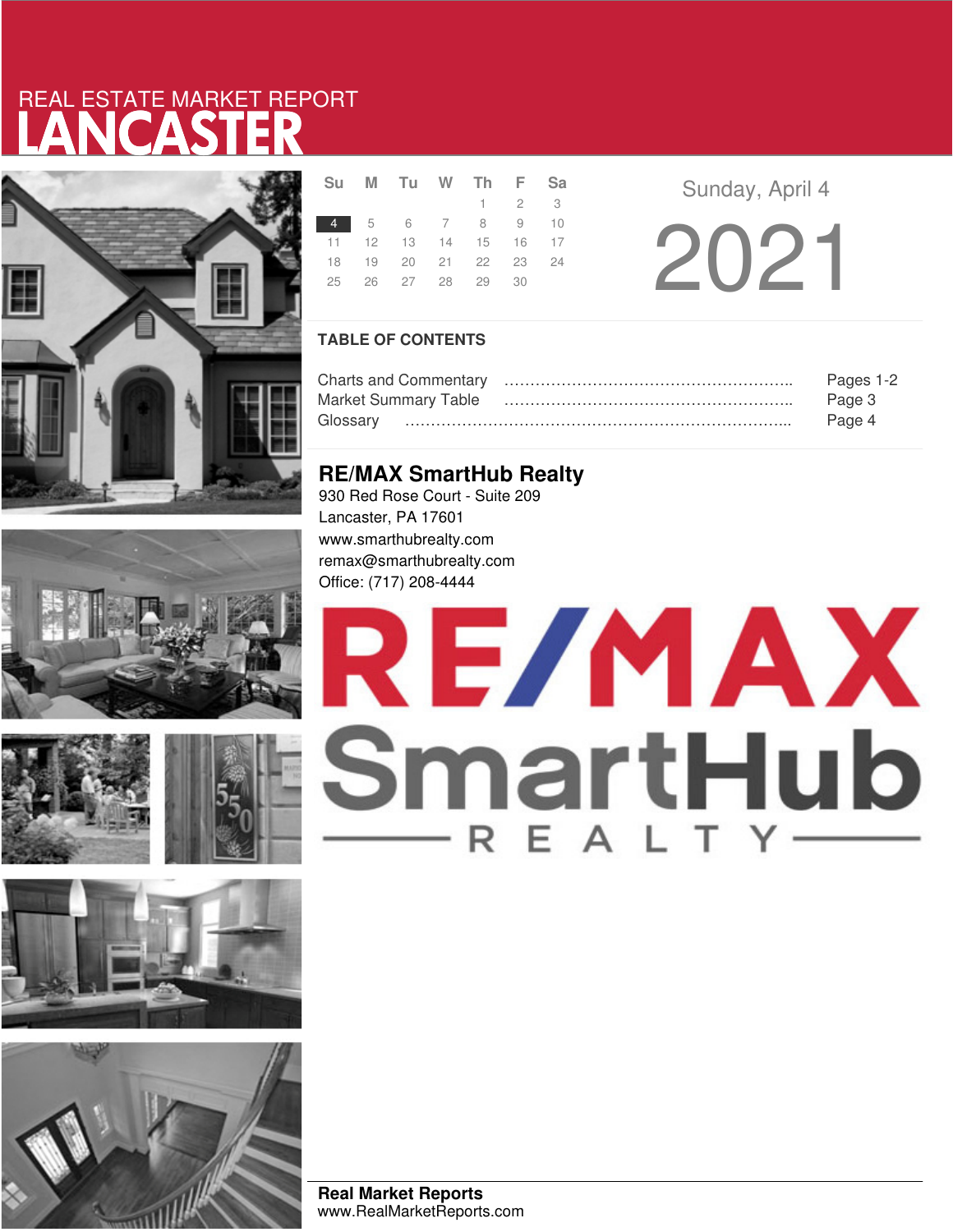REAL ESTATE MARKET REPORT

# LANCASTER

| Su | M | Tu | W | Th | F | Sa |
|---|---|---|---|---|---|---|
| | | | | 1 | 2 | 3 |
| 4 | 5 | 6 | 7 | 8 | 9 | 10 |
| 11 | 12 | 13 | 14 | 15 | 16 | 17 |
| 18 | 19 | 20 | 21 | 22 | 23 | 24 |
| 25 | 26 | 27 | 28 | 29 | 30 | |

Sunday, April 4

2021

## TABLE OF CONTENTS

| | |
|---|---|
| Charts and Commentary | Pages 1-2 |
| Market Summary Table | Page 3 |
| Glossary | Page 4 |

## RE/MAX SmartHub Realty

930 Red Rose Court - Suite 209
Lancaster, PA 17601
www.smarthubrealty.com
remax@smarthubrealty.com
Office: (717) 208-4444

RE/MAX SmartHub REALTY

**Real Market Reports**
www.RealMarketReports.com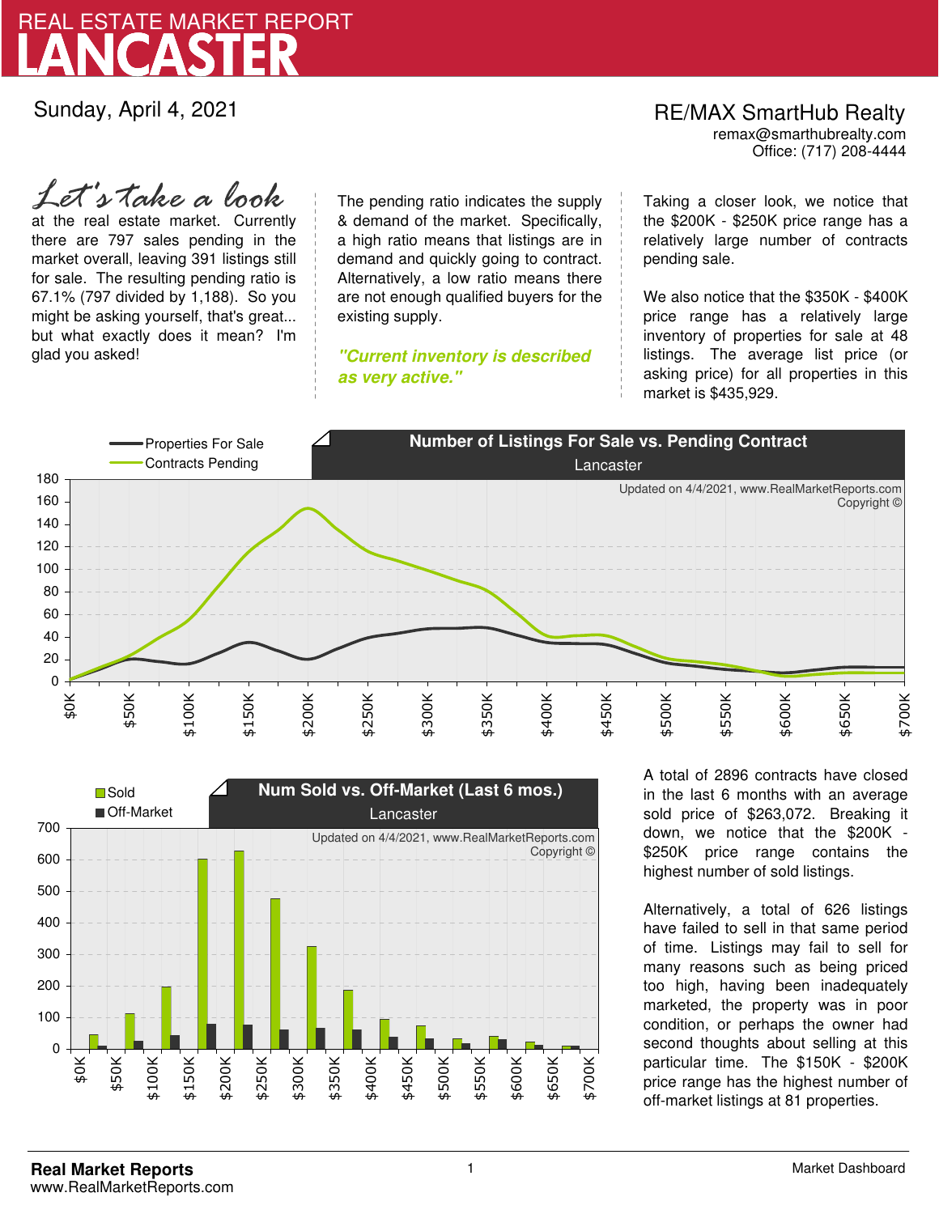# REAL ESTATE MARKET REPORT
# LANCASTER

Sunday, April 4, 2021

RE/MAX SmartHub Realty
remax@smarthubrealty.com
Office: (717) 208-4444

*Let's take a look* at the real estate market. Currently there are 797 sales pending in the market overall, leaving 391 listings still for sale. The resulting pending ratio is 67.1% (797 divided by 1,188). So you might be asking yourself, that's great... but what exactly does it mean? I'm glad you asked!

The pending ratio indicates the supply & demand of the market. Specifically, a high ratio means that listings are in demand and quickly going to contract. Alternatively, a low ratio means there are not enough qualified buyers for the existing supply.

***"Current inventory is described as very active."***

Taking a closer look, we notice that the $200K - $250K price range has a relatively large number of contracts pending sale.

We also notice that the $350K - $400K price range has a relatively large inventory of properties for sale at 48 listings. The average list price (or asking price) for all properties in this market is $435,929.

**Number of Listings For Sale vs. Pending Contract**
Lancaster

Updated on 4/4/2021, www.RealMarketReports.com
Copyright ©

**Num Sold vs. Off-Market (Last 6 mos.)**
Lancaster

Updated on 4/4/2021, www.RealMarketReports.com
Copyright ©

A total of 2896 contracts have closed in the last 6 months with an average sold price of $263,072. Breaking it down, we notice that the $200K - $250K price range contains the highest number of sold listings.

Alternatively, a total of 626 listings have failed to sell in that same period of time. Listings may fail to sell for many reasons such as being priced too high, having been inadequately marketed, the property was in poor condition, or perhaps the owner had second thoughts about selling at this particular time. The $150K - $200K price range has the highest number of off-market listings at 81 properties.

**Real Market Reports**
www.RealMarketReports.com

Market Dashboard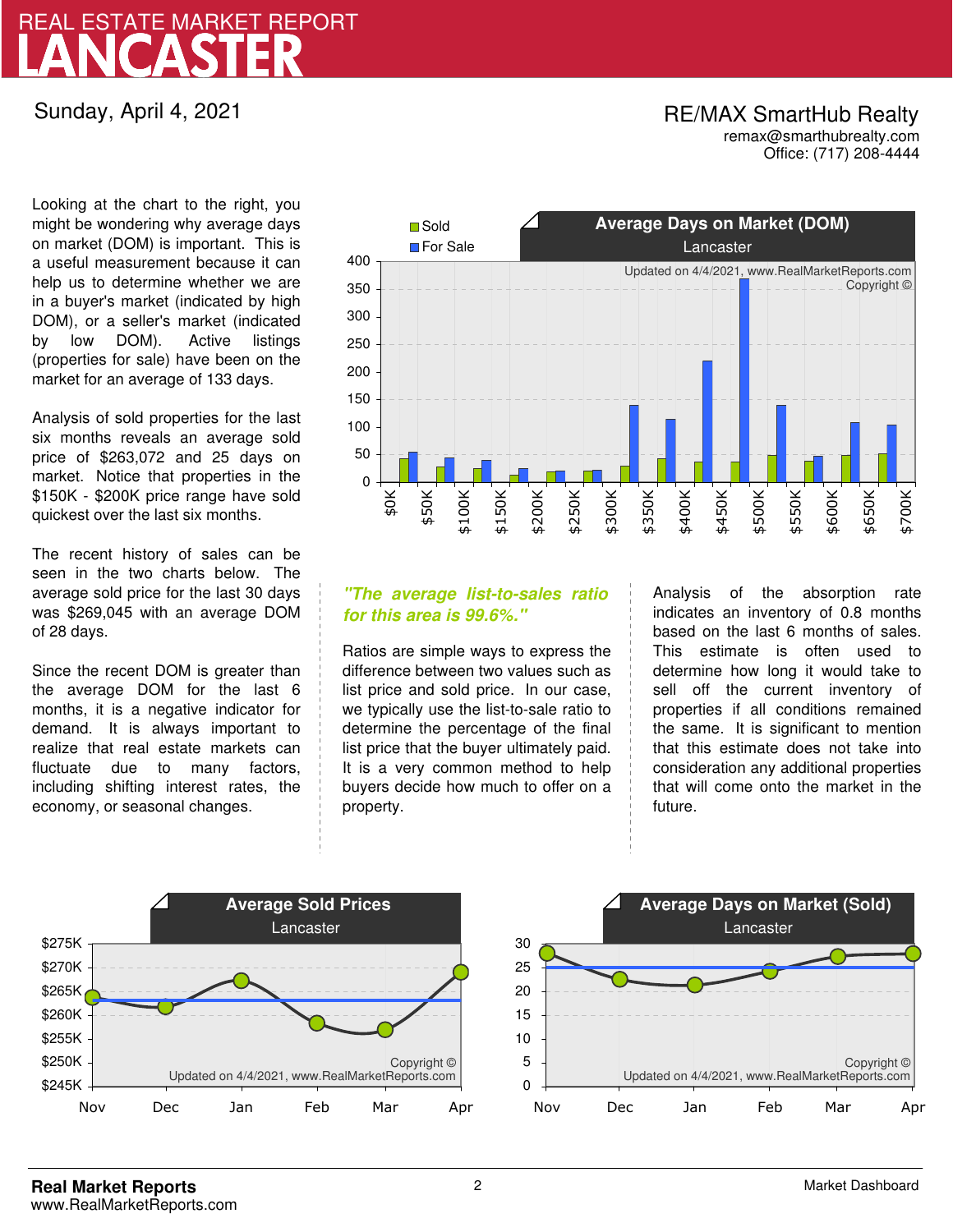# REAL ESTATE MARKET REPORT
# LANCASTER

Sunday, April 4, 2021

**RE/MAX SmartHub Realty**
remax@smarthubrealty.com
Office: (717) 208-4444

Looking at the chart to the right, you might be wondering why average days on market (DOM) is important. This is a useful measurement because it can help us to determine whether we are in a buyer's market (indicated by high DOM), or a seller's market (indicated by low DOM). Active listings (properties for sale) have been on the market for an average of 133 days.

Analysis of sold properties for the last six months reveals an average sold price of $263,072 and 25 days on market. Notice that properties in the $150K - $200K price range have sold quickest over the last six months.

The recent history of sales can be seen in the two charts below. The average sold price for the last 30 days was $269,045 with an average DOM of 28 days.

Since the recent DOM is greater than the average DOM for the last 6 months, it is a negative indicator for demand. It is always important to realize that real estate markets can fluctuate due to many factors, including shifting interest rates, the economy, or seasonal changes.

***"The average list-to-sales ratio for this area is 99.6%."***

Ratios are simple ways to express the difference between two values such as list price and sold price. In our case, we typically use the list-to-sale ratio to determine the percentage of the final list price that the buyer ultimately paid. It is a very common method to help buyers decide how much to offer on a property.

Analysis of the absorption rate indicates an inventory of 0.8 months based on the last 6 months of sales. This estimate is often used to determine how long it would take to sell off the current inventory of properties if all conditions remained the same. It is significant to mention that this estimate does not take into consideration any additional properties that will come onto the market in the future.

**Real Market Reports**
www.RealMarketReports.com

Market Dashboard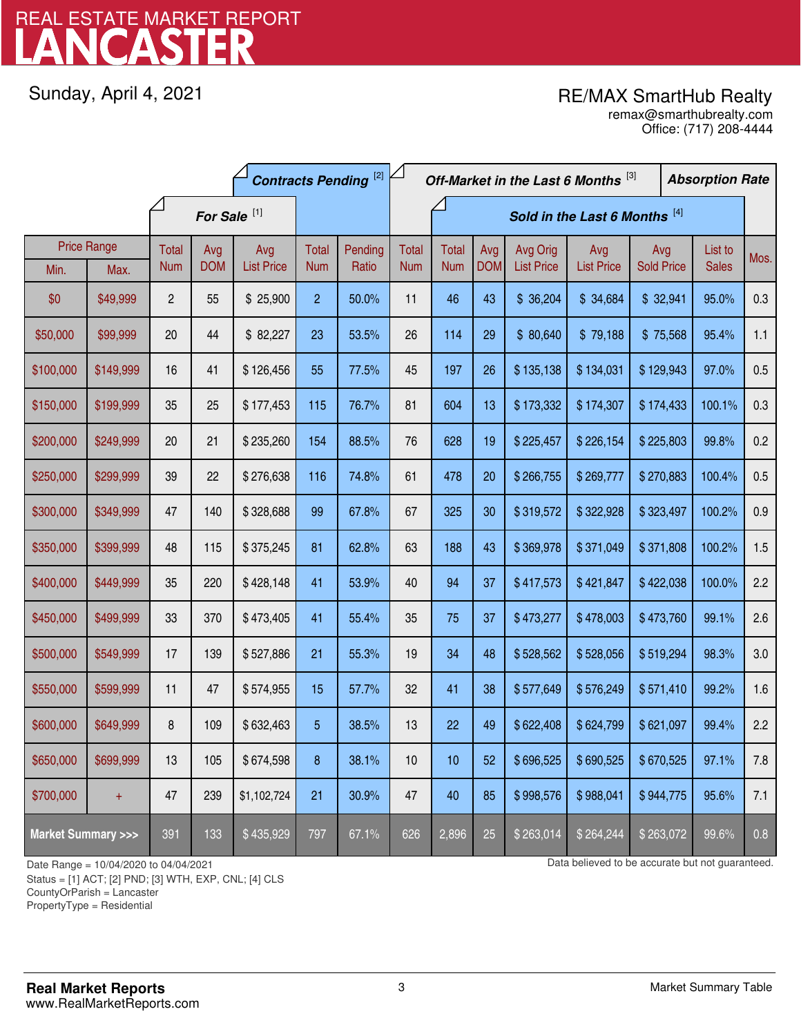# LANCASTER

REAL ESTATE MARKET REPORT

Sunday, April 4, 2021

RE/MAX SmartHub Realty
remax@smarthubrealty.com
Office: (717) 208-4444

| Price Range | | For Sale [1] | | | Contracts Pending [2] | | Off-Market in the Last 6 Months [3] | Sold in the Last 6 Months [4] | | | | | | Absorption Rate |
|---|---|---|---|---|---|---|---|---|---|---|---|---|---|---|
| Min. | Max. | Total Num | Avg DOM | Avg List Price | Total Num | Pending Ratio | Total Num | Total Num | Avg DOM | Avg Orig List Price | Avg List Price | Avg Sold Price | List to Sales | Mos. |
| $0 | $49,999 | 2 | 55 | $ 25,900 | 2 | 50.0% | 11 | 46 | 43 | $ 36,204 | $ 34,684 | $ 32,941 | 95.0% | 0.3 |
| $50,000 | $99,999 | 20 | 44 | $ 82,227 | 23 | 53.5% | 26 | 114 | 29 | $ 80,640 | $ 79,188 | $ 75,568 | 95.4% | 1.1 |
| $100,000 | $149,999 | 16 | 41 | $ 126,456 | 55 | 77.5% | 45 | 197 | 26 | $ 135,138 | $ 134,031 | $ 129,943 | 97.0% | 0.5 |
| $150,000 | $199,999 | 35 | 25 | $ 177,453 | 115 | 76.7% | 81 | 604 | 13 | $ 173,332 | $ 174,307 | $ 174,433 | 100.1% | 0.3 |
| $200,000 | $249,999 | 20 | 21 | $ 235,260 | 154 | 88.5% | 76 | 628 | 19 | $ 225,457 | $ 226,154 | $ 225,803 | 99.8% | 0.2 |
| $250,000 | $299,999 | 39 | 22 | $ 276,638 | 116 | 74.8% | 61 | 478 | 20 | $ 266,755 | $ 269,777 | $ 270,883 | 100.4% | 0.5 |
| $300,000 | $349,999 | 47 | 140 | $ 328,688 | 99 | 67.8% | 67 | 325 | 30 | $ 319,572 | $ 322,928 | $ 323,497 | 100.2% | 0.9 |
| $350,000 | $399,999 | 48 | 115 | $ 375,245 | 81 | 62.8% | 63 | 188 | 43 | $ 369,978 | $ 371,049 | $ 371,808 | 100.2% | 1.5 |
| $400,000 | $449,999 | 35 | 220 | $ 428,148 | 41 | 53.9% | 40 | 94 | 37 | $ 417,573 | $ 421,847 | $ 422,038 | 100.0% | 2.2 |
| $450,000 | $499,999 | 33 | 370 | $ 473,405 | 41 | 55.4% | 35 | 75 | 37 | $ 473,277 | $ 478,003 | $ 473,760 | 99.1% | 2.6 |
| $500,000 | $549,999 | 17 | 139 | $ 527,886 | 21 | 55.3% | 19 | 34 | 48 | $ 528,562 | $ 528,056 | $ 519,294 | 98.3% | 3.0 |
| $550,000 | $599,999 | 11 | 47 | $ 574,955 | 15 | 57.7% | 32 | 41 | 38 | $ 577,649 | $ 576,249 | $ 571,410 | 99.2% | 1.6 |
| $600,000 | $649,999 | 8 | 109 | $ 632,463 | 5 | 38.5% | 13 | 22 | 49 | $ 622,408 | $ 624,799 | $ 621,097 | 99.4% | 2.2 |
| $650,000 | $699,999 | 13 | 105 | $ 674,598 | 8 | 38.1% | 10 | 10 | 52 | $ 696,525 | $ 690,525 | $ 670,525 | 97.1% | 7.8 |
| $700,000 | + | 47 | 239 | $1,102,724 | 21 | 30.9% | 47 | 40 | 85 | $ 998,576 | $ 988,041 | $ 944,775 | 95.6% | 7.1 |
| **Market Summary >>>** | | 391 | 133 | $ 435,929 | 797 | 67.1% | 626 | 2,896 | 25 | $ 263,014 | $ 264,244 | $ 263,072 | 99.6% | 0.8 |

Date Range = 10/04/2020 to 04/04/2021
Status = [1] ACT; [2] PND; [3] WTH, EXP, CNL; [4] CLS
CountyOrParish = Lancaster
PropertyType = Residential

Data believed to be accurate but not guaranteed.

**Real Market Reports**
www.RealMarketReports.com

Market Summary Table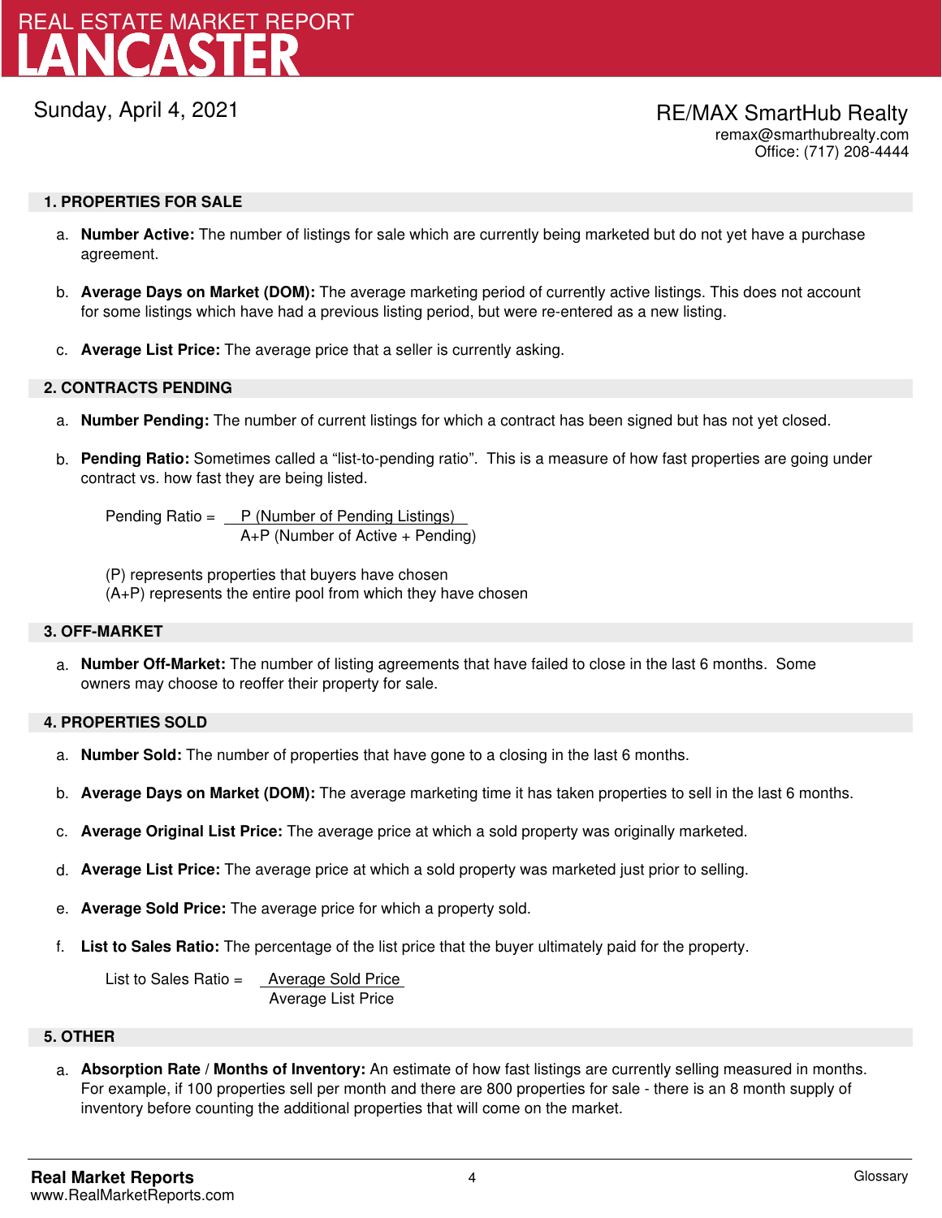# LANCASTER REAL ESTATE MARKET REPORT

Sunday, April 4, 2021

RE/MAX SmartHub Realty
remax@smarthubrealty.com
Office: (717) 208-4444

## 1. PROPERTIES FOR SALE

a. **Number Active:** The number of listings for sale which are currently being marketed but do not yet have a purchase agreement.

b. **Average Days on Market (DOM):** The average marketing period of currently active listings. This does not account for some listings which have had a previous listing period, but were re-entered as a new listing.

c. **Average List Price:** The average price that a seller is currently asking.

## 2. CONTRACTS PENDING

a. **Number Pending:** The number of current listings for which a contract has been signed but has not yet closed.

b. **Pending Ratio:** Sometimes called a "list-to-pending ratio". This is a measure of how fast properties are going under contract vs. how fast they are being listed.

$$\text{Pending Ratio} = \frac{\text{P (Number of Pending Listings)}}{\text{A+P (Number of Active + Pending)}}$$

(P) represents properties that buyers have chosen
(A+P) represents the entire pool from which they have chosen

## 3. OFF-MARKET

a. **Number Off-Market:** The number of listing agreements that have failed to close in the last 6 months. Some owners may choose to reoffer their property for sale.

## 4. PROPERTIES SOLD

a. **Number Sold:** The number of properties that have gone to a closing in the last 6 months.

b. **Average Days on Market (DOM):** The average marketing time it has taken properties to sell in the last 6 months.

c. **Average Original List Price:** The average price at which a sold property was originally marketed.

d. **Average List Price:** The average price at which a sold property was marketed just prior to selling.

e. **Average Sold Price:** The average price for which a property sold.

f. **List to Sales Ratio:** The percentage of the list price that the buyer ultimately paid for the property.

$$\text{List to Sales Ratio} = \frac{\text{Average Sold Price}}{\text{Average List Price}}$$

## 5. OTHER

a. **Absorption Rate / Months of Inventory:** An estimate of how fast listings are currently selling measured in months. For example, if 100 properties sell per month and there are 800 properties for sale - there is an 8 month supply of inventory before counting the additional properties that will come on the market.